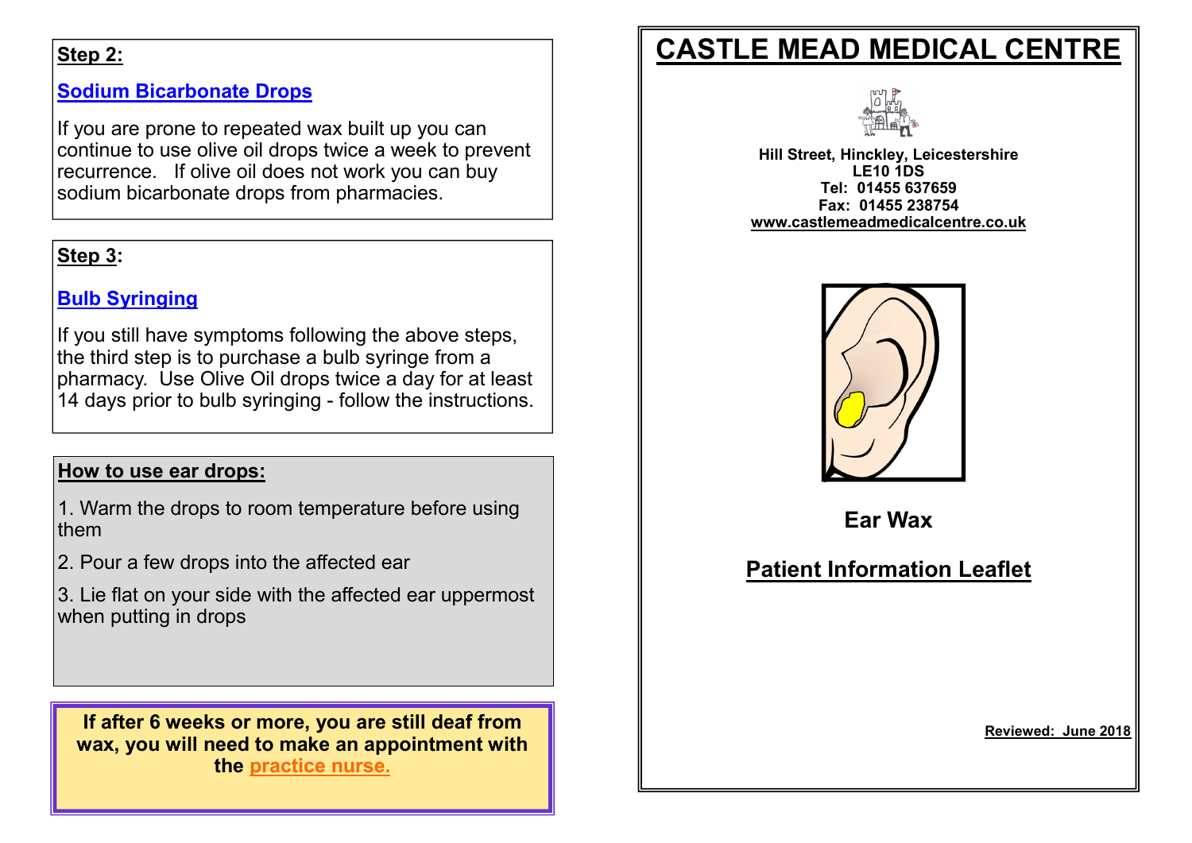**Step 2:**

**Sodium Bicarbonate Drops**

If you are prone to repeated wax built up you can continue to use olive oil drops twice a week to prevent recurrence. If olive oil does not work you can buy sodium bicarbonate drops from pharmacies.

**Step 3:**

**Bulb Syringing**

If you still have symptoms following the above steps, the third step is to purchase a bulb syringe from a pharmacy. Use Olive Oil drops twice a day for at least 14 days prior to bulb syringing - follow the instructions.

**How to use ear drops:**

1. Warm the drops to room temperature before using them
2. Pour a few drops into the affected ear
3. Lie flat on your side with the affected ear uppermost when putting in drops

**If after 6 weeks or more, you are still deaf from wax, you will need to make an appointment with the practice nurse.**

# CASTLE MEAD MEDICAL CENTRE

**Hill Street, Hinckley, Leicestershire**
**LE10 1DS**
**Tel: 01455 637659**
**Fax: 01455 238754**
**www.castlemeadmedicalcentre.co.uk**

## Ear Wax

## Patient Information Leaflet

**Reviewed: June 2018**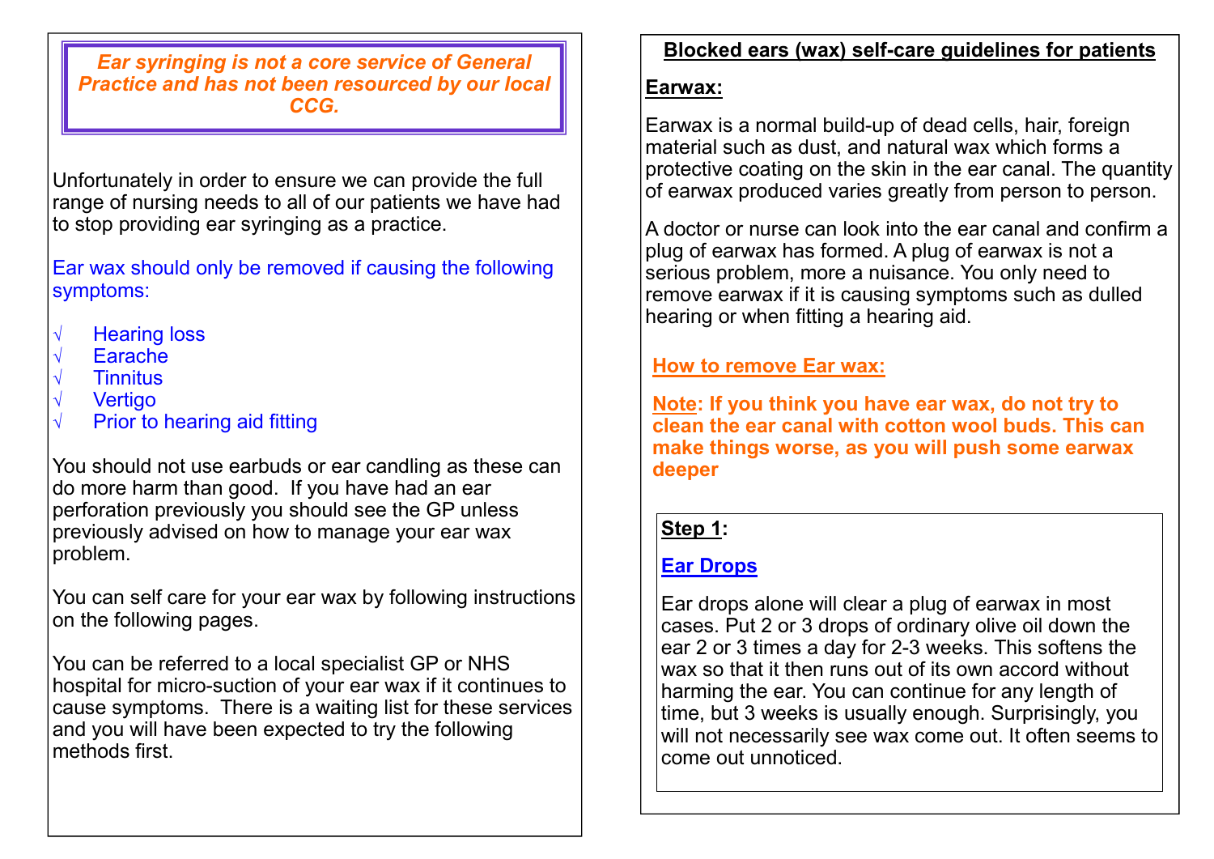***Ear syringing is not a core service of General Practice and has not been resourced by our local CCG.***

Unfortunately in order to ensure we can provide the full range of nursing needs to all of our patients we have had to stop providing ear syringing as a practice.

Ear wax should only be removed if causing the following symptoms:

- √ Hearing loss
- √ Earache
- √ Tinnitus
- √ Vertigo
- √ Prior to hearing aid fitting

You should not use earbuds or ear candling as these can do more harm than good. If you have had an ear perforation previously you should see the GP unless previously advised on how to manage your ear wax problem.

You can self care for your ear wax by following instructions on the following pages.

You can be referred to a local specialist GP or NHS hospital for micro-suction of your ear wax if it continues to cause symptoms. There is a waiting list for these services and you will have been expected to try the following methods first.

## Blocked ears (wax) self-care guidelines for patients

**Earwax:**

Earwax is a normal build-up of dead cells, hair, foreign material such as dust, and natural wax which forms a protective coating on the skin in the ear canal. The quantity of earwax produced varies greatly from person to person.

A doctor or nurse can look into the ear canal and confirm a plug of earwax has formed. A plug of earwax is not a serious problem, more a nuisance. You only need to remove earwax if it is causing symptoms such as dulled hearing or when fitting a hearing aid.

### How to remove Ear wax:

**Note: If you think you have ear wax, do not try to clean the ear canal with cotton wool buds. This can make things worse, as you will push some earwax deeper**

**Step 1:**

**Ear Drops**

Ear drops alone will clear a plug of earwax in most cases. Put 2 or 3 drops of ordinary olive oil down the ear 2 or 3 times a day for 2-3 weeks. This softens the wax so that it then runs out of its own accord without harming the ear. You can continue for any length of time, but 3 weeks is usually enough. Surprisingly, you will not necessarily see wax come out. It often seems to come out unnoticed.